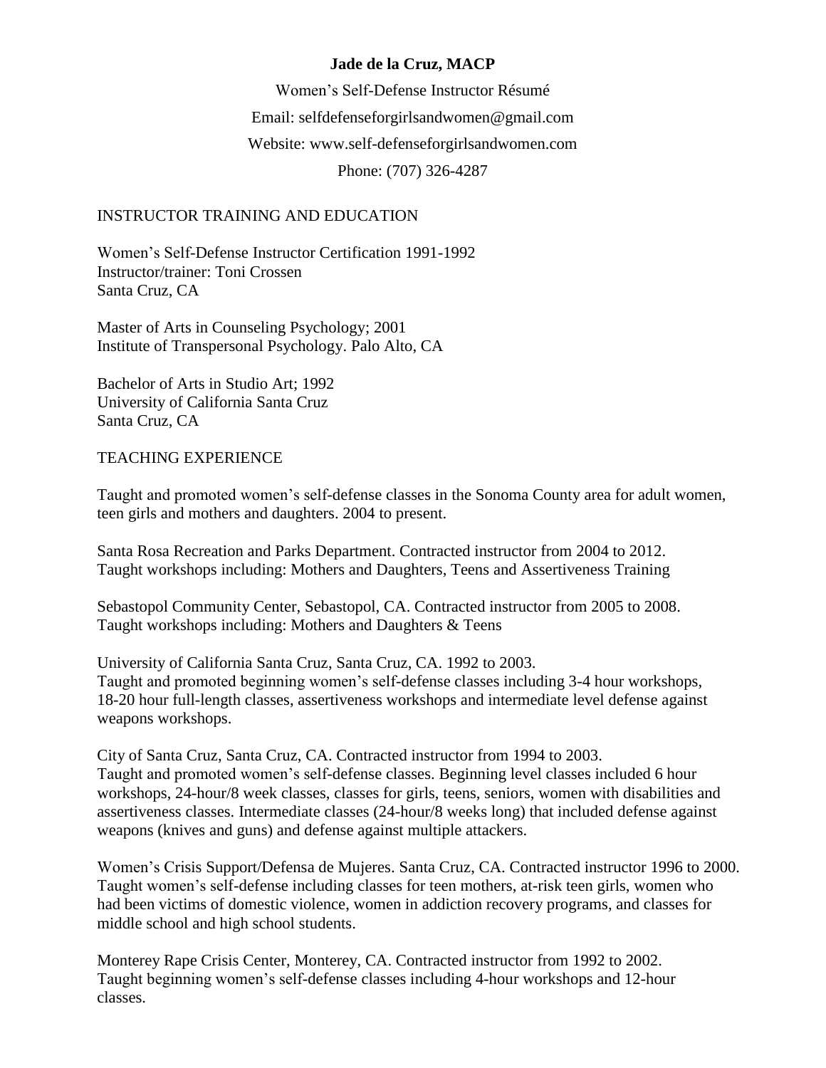# Jade de la Cruz, MACP

Women's Self-Defense Instructor Résumé

Email: selfdefenseforgirlsandwomen@gmail.com

Website: www.self-defenseforgirlsandwomen.com

Phone: (707) 326-4287

## INSTRUCTOR TRAINING AND EDUCATION

Women's Self-Defense Instructor Certification 1991-1992
Instructor/trainer: Toni Crossen
Santa Cruz, CA

Master of Arts in Counseling Psychology; 2001
Institute of Transpersonal Psychology. Palo Alto, CA

Bachelor of Arts in Studio Art; 1992
University of California Santa Cruz
Santa Cruz, CA

## TEACHING EXPERIENCE

Taught and promoted women's self-defense classes in the Sonoma County area for adult women, teen girls and mothers and daughters. 2004 to present.

Santa Rosa Recreation and Parks Department. Contracted instructor from 2004 to 2012.
Taught workshops including: Mothers and Daughters, Teens and Assertiveness Training

Sebastopol Community Center, Sebastopol, CA. Contracted instructor from 2005 to 2008.
Taught workshops including: Mothers and Daughters & Teens

University of California Santa Cruz, Santa Cruz, CA. 1992 to 2003.
Taught and promoted beginning women's self-defense classes including 3-4 hour workshops, 18-20 hour full-length classes, assertiveness workshops and intermediate level defense against weapons workshops.

City of Santa Cruz, Santa Cruz, CA. Contracted instructor from 1994 to 2003.
Taught and promoted women's self-defense classes. Beginning level classes included 6 hour workshops, 24-hour/8 week classes, classes for girls, teens, seniors, women with disabilities and assertiveness classes. Intermediate classes (24-hour/8 weeks long) that included defense against weapons (knives and guns) and defense against multiple attackers.

Women's Crisis Support/Defensa de Mujeres. Santa Cruz, CA. Contracted instructor 1996 to 2000.
Taught women's self-defense including classes for teen mothers, at-risk teen girls, women who had been victims of domestic violence, women in addiction recovery programs, and classes for middle school and high school students.

Monterey Rape Crisis Center, Monterey, CA. Contracted instructor from 1992 to 2002.
Taught beginning women's self-defense classes including 4-hour workshops and 12-hour classes.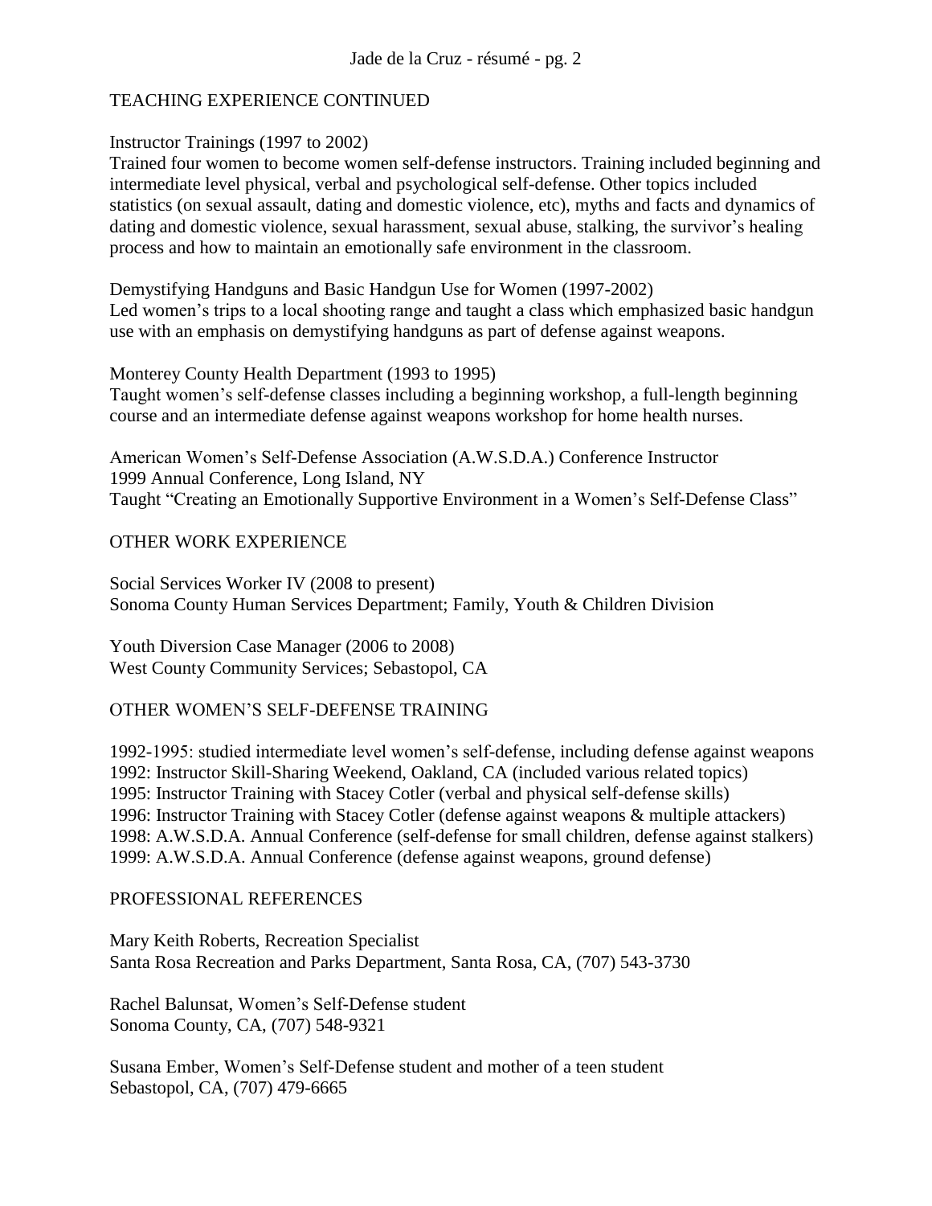## TEACHING EXPERIENCE CONTINUED

Instructor Trainings (1997 to 2002)
Trained four women to become women self-defense instructors. Training included beginning and intermediate level physical, verbal and psychological self-defense. Other topics included statistics (on sexual assault, dating and domestic violence, etc), myths and facts and dynamics of dating and domestic violence, sexual harassment, sexual abuse, stalking, the survivor's healing process and how to maintain an emotionally safe environment in the classroom.

Demystifying Handguns and Basic Handgun Use for Women (1997-2002)
Led women's trips to a local shooting range and taught a class which emphasized basic handgun use with an emphasis on demystifying handguns as part of defense against weapons.

Monterey County Health Department (1993 to 1995)
Taught women's self-defense classes including a beginning workshop, a full-length beginning course and an intermediate defense against weapons workshop for home health nurses.

American Women's Self-Defense Association (A.W.S.D.A.) Conference Instructor
1999 Annual Conference, Long Island, NY
Taught "Creating an Emotionally Supportive Environment in a Women's Self-Defense Class"

## OTHER WORK EXPERIENCE

Social Services Worker IV (2008 to present)
Sonoma County Human Services Department; Family, Youth & Children Division

Youth Diversion Case Manager (2006 to 2008)
West County Community Services; Sebastopol, CA

## OTHER WOMEN'S SELF-DEFENSE TRAINING

1992-1995: studied intermediate level women's self-defense, including defense against weapons
1992: Instructor Skill-Sharing Weekend, Oakland, CA (included various related topics)
1995: Instructor Training with Stacey Cotler (verbal and physical self-defense skills)
1996: Instructor Training with Stacey Cotler (defense against weapons & multiple attackers)
1998: A.W.S.D.A. Annual Conference (self-defense for small children, defense against stalkers)
1999: A.W.S.D.A. Annual Conference (defense against weapons, ground defense)

## PROFESSIONAL REFERENCES

Mary Keith Roberts, Recreation Specialist
Santa Rosa Recreation and Parks Department, Santa Rosa, CA, (707) 543-3730

Rachel Balunsat, Women's Self-Defense student
Sonoma County, CA, (707) 548-9321

Susana Ember, Women's Self-Defense student and mother of a teen student
Sebastopol, CA, (707) 479-6665